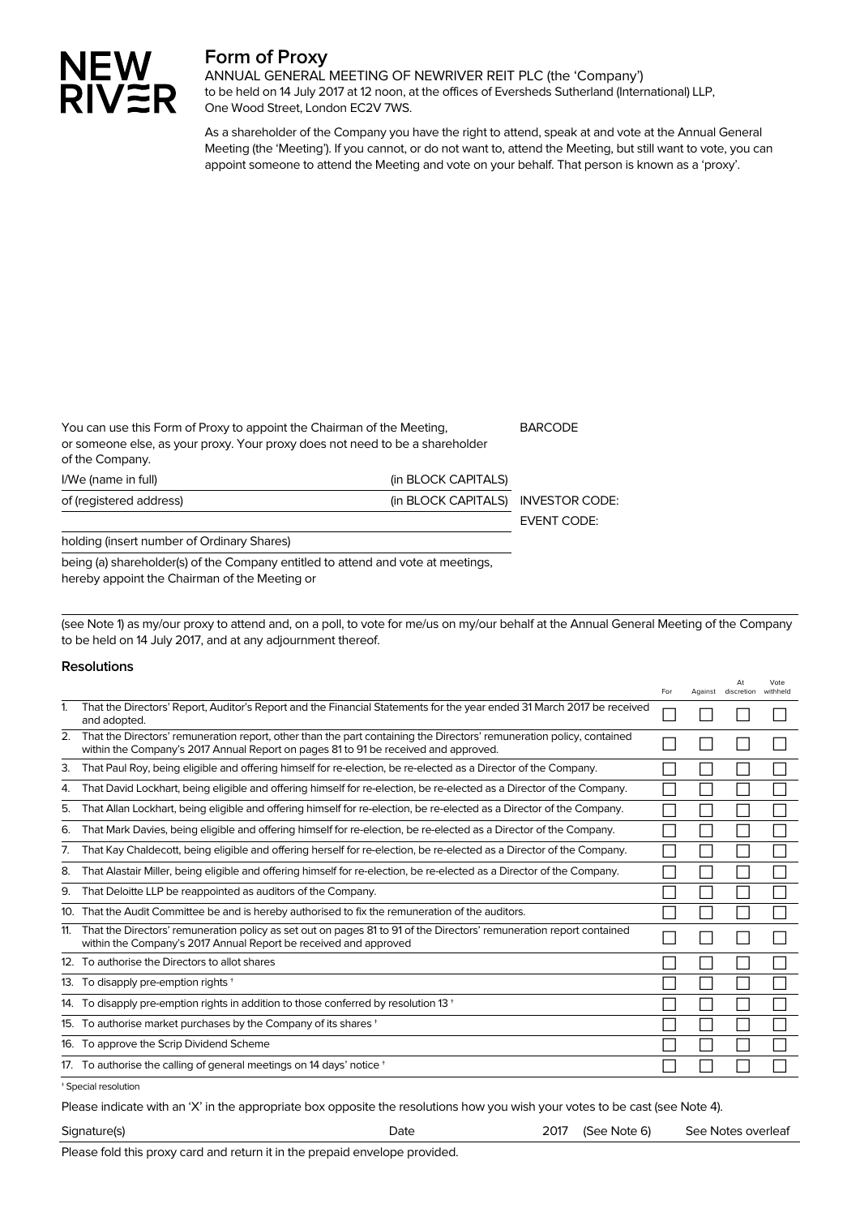NEW RIVER

# Form of Proxy

ANNUAL GENERAL MEETING OF NEWRIVER REIT PLC (the 'Company')
to be held on 14 July 2017 at 12 noon, at the offices of Eversheds Sutherland (International) LLP, One Wood Street, London EC2V 7WS.

As a shareholder of the Company you have the right to attend, speak at and vote at the Annual General Meeting (the 'Meeting'). If you cannot, or do not want to, attend the Meeting, but still want to vote, you can appoint someone to attend the Meeting and vote on your behalf. That person is known as a 'proxy'.

You can use this Form of Proxy to appoint the Chairman of the Meeting, or someone else, as your proxy. Your proxy does not need to be a shareholder of the Company.

BARCODE

I/We (name in full) (in BLOCK CAPITALS)

of (registered address) (in BLOCK CAPITALS)

INVESTOR CODE:

EVENT CODE:

holding (insert number of Ordinary Shares)

being (a) shareholder(s) of the Company entitled to attend and vote at meetings, hereby appoint the Chairman of the Meeting or

(see Note 1) as my/our proxy to attend and, on a poll, to vote for me/us on my/our behalf at the Annual General Meeting of the Company to be held on 14 July 2017, and at any adjournment thereof.

## Resolutions

| | Resolution | For | Against | At discretion | Vote withheld |
|---|---|---|---|---|---|
| 1. | That the Directors' Report, Auditor's Report and the Financial Statements for the year ended 31 March 2017 be received and adopted. | ☐ | ☐ | ☐ | ☐ |
| 2. | That the Directors' remuneration report, other than the part containing the Directors' remuneration policy, contained within the Company's 2017 Annual Report on pages 81 to 91 be received and approved. | ☐ | ☐ | ☐ | ☐ |
| 3. | That Paul Roy, being eligible and offering himself for re-election, be re-elected as a Director of the Company. | ☐ | ☐ | ☐ | ☐ |
| 4. | That David Lockhart, being eligible and offering himself for re-election, be re-elected as a Director of the Company. | ☐ | ☐ | ☐ | ☐ |
| 5. | That Allan Lockhart, being eligible and offering himself for re-election, be re-elected as a Director of the Company. | ☐ | ☐ | ☐ | ☐ |
| 6. | That Mark Davies, being eligible and offering himself for re-election, be re-elected as a Director of the Company. | ☐ | ☐ | ☐ | ☐ |
| 7. | That Kay Chaldecott, being eligible and offering herself for re-election, be re-elected as a Director of the Company. | ☐ | ☐ | ☐ | ☐ |
| 8. | That Alastair Miller, being eligible and offering himself for re-election, be re-elected as a Director of the Company. | ☐ | ☐ | ☐ | ☐ |
| 9. | That Deloitte LLP be reappointed as auditors of the Company. | ☐ | ☐ | ☐ | ☐ |
| 10. | That the Audit Committee be and is hereby authorised to fix the remuneration of the auditors. | ☐ | ☐ | ☐ | ☐ |
| 11. | That the Directors' remuneration policy as set out on pages 81 to 91 of the Directors' remuneration report contained within the Company's 2017 Annual Report be received and approved | ☐ | ☐ | ☐ | ☐ |
| 12. | To authorise the Directors to allot shares | ☐ | ☐ | ☐ | ☐ |
| 13. | To disapply pre-emption rights † | ☐ | ☐ | ☐ | ☐ |
| 14. | To disapply pre-emption rights in addition to those conferred by resolution 13 † | ☐ | ☐ | ☐ | ☐ |
| 15. | To authorise market purchases by the Company of its shares † | ☐ | ☐ | ☐ | ☐ |
| 16. | To approve the Scrip Dividend Scheme | ☐ | ☐ | ☐ | ☐ |
| 17. | To authorise the calling of general meetings on 14 days' notice † | ☐ | ☐ | ☐ | ☐ |

† Special resolution

Please indicate with an 'X' in the appropriate box opposite the resolutions how you wish your votes to be cast (see Note 4).

Signature(s) Date 2017 (See Note 6) See Notes overleaf

Please fold this proxy card and return it in the prepaid envelope provided.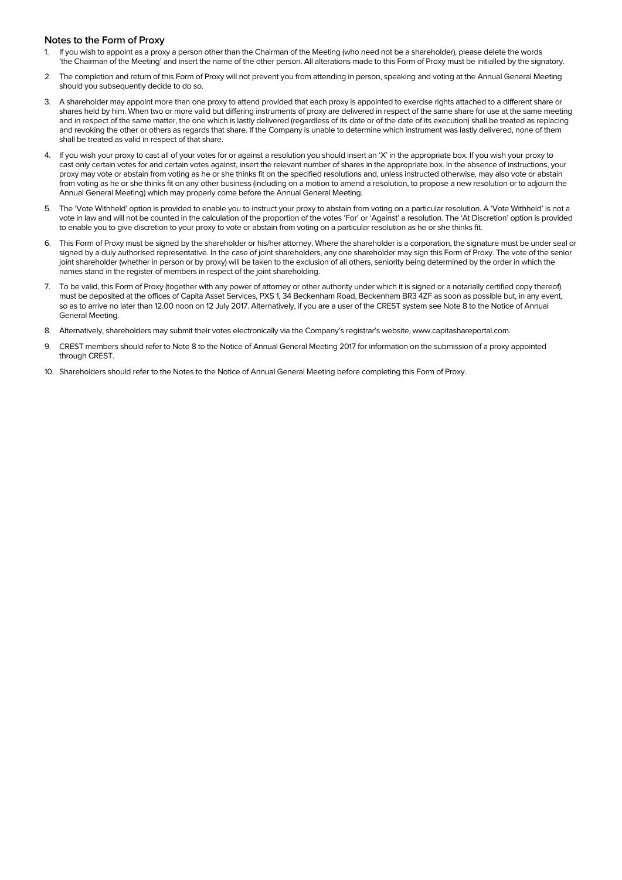### Notes to the Form of Proxy

1. If you wish to appoint as a proxy a person other than the Chairman of the Meeting (who need not be a shareholder), please delete the words 'the Chairman of the Meeting' and insert the name of the other person. All alterations made to this Form of Proxy must be initialled by the signatory.

2. The completion and return of this Form of Proxy will not prevent you from attending in person, speaking and voting at the Annual General Meeting should you subsequently decide to do so.

3. A shareholder may appoint more than one proxy to attend provided that each proxy is appointed to exercise rights attached to a different share or shares held by him. When two or more valid but differing instruments of proxy are delivered in respect of the same share for use at the same meeting and in respect of the same matter, the one which is lastly delivered (regardless of its date or of the date of its execution) shall be treated as replacing and revoking the other or others as regards that share. If the Company is unable to determine which instrument was lastly delivered, none of them shall be treated as valid in respect of that share.

4. If you wish your proxy to cast all of your votes for or against a resolution you should insert an 'X' in the appropriate box. If you wish your proxy to cast only certain votes for and certain votes against, insert the relevant number of shares in the appropriate box. In the absence of instructions, your proxy may vote or abstain from voting as he or she thinks fit on the specified resolutions and, unless instructed otherwise, may also vote or abstain from voting as he or she thinks fit on any other business (including on a motion to amend a resolution, to propose a new resolution or to adjourn the Annual General Meeting) which may properly come before the Annual General Meeting.

5. The 'Vote Withheld' option is provided to enable you to instruct your proxy to abstain from voting on a particular resolution. A 'Vote Withheld' is not a vote in law and will not be counted in the calculation of the proportion of the votes 'For' or 'Against' a resolution. The 'At Discretion' option is provided to enable you to give discretion to your proxy to vote or abstain from voting on a particular resolution as he or she thinks fit.

6. This Form of Proxy must be signed by the shareholder or his/her attorney. Where the shareholder is a corporation, the signature must be under seal or signed by a duly authorised representative. In the case of joint shareholders, any one shareholder may sign this Form of Proxy. The vote of the senior joint shareholder (whether in person or by proxy) will be taken to the exclusion of all others, seniority being determined by the order in which the names stand in the register of members in respect of the joint shareholding.

7. To be valid, this Form of Proxy (together with any power of attorney or other authority under which it is signed or a notarially certified copy thereof) must be deposited at the offices of Capita Asset Services, PXS 1, 34 Beckenham Road, Beckenham BR3 4ZF as soon as possible but, in any event, so as to arrive no later than 12.00 noon on 12 July 2017. Alternatively, if you are a user of the CREST system see Note 8 to the Notice of Annual General Meeting.

8. Alternatively, shareholders may submit their votes electronically via the Company's registrar's website, www.capitashareportal.com.

9. CREST members should refer to Note 8 to the Notice of Annual General Meeting 2017 for information on the submission of a proxy appointed through CREST.

10. Shareholders should refer to the Notes to the Notice of Annual General Meeting before completing this Form of Proxy.